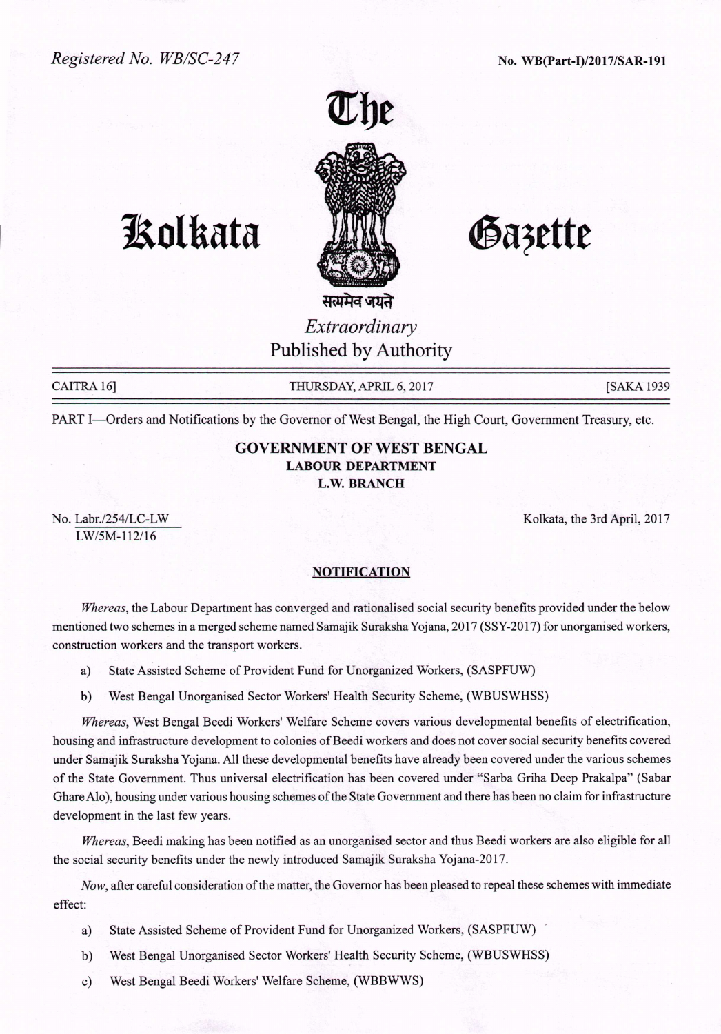Registered No. WB/SC-247

No. WB(Part-I)/2017/SAR-191

# The Kolkata Gazette

सत्यमेव जयते

*Extraordinary*

Published by Authority

CAITRA 16] THURSDAY, APRIL 6, 2017 [SAKA 1939

PART I—Orders and Notifications by the Governor of West Bengal, the High Court, Government Treasury, etc.

## GOVERNMENT OF WEST BENGAL

### LABOUR DEPARTMENT

### L.W. BRANCH

No. Labr./254/LC-LW
LW/5M-112/16

Kolkata, the 3rd April, 2017

### NOTIFICATION

*Whereas*, the Labour Department has converged and rationalised social security benefits provided under the below mentioned two schemes in a merged scheme named Samajik Suraksha Yojana, 2017 (SSY-2017) for unorganised workers, construction workers and the transport workers.

a) State Assisted Scheme of Provident Fund for Unorganized Workers, (SASPFUW)

b) West Bengal Unorganised Sector Workers' Health Security Scheme, (WBUSWHSS)

*Whereas*, West Bengal Beedi Workers' Welfare Scheme covers various developmental benefits of electrification, housing and infrastructure development to colonies of Beedi workers and does not cover social security benefits covered under Samajik Suraksha Yojana. All these developmental benefits have already been covered under the various schemes of the State Government. Thus universal electrification has been covered under "Sarba Griha Deep Prakalpa" (Sabar Ghare Alo), housing under various housing schemes of the State Government and there has been no claim for infrastructure development in the last few years.

*Whereas*, Beedi making has been notified as an unorganised sector and thus Beedi workers are also eligible for all the social security benefits under the newly introduced Samajik Suraksha Yojana-2017.

*Now*, after careful consideration of the matter, the Governor has been pleased to repeal these schemes with immediate effect:

a) State Assisted Scheme of Provident Fund for Unorganized Workers, (SASPFUW)

b) West Bengal Unorganised Sector Workers' Health Security Scheme, (WBUSWHSS)

c) West Bengal Beedi Workers' Welfare Scheme, (WBBWWS)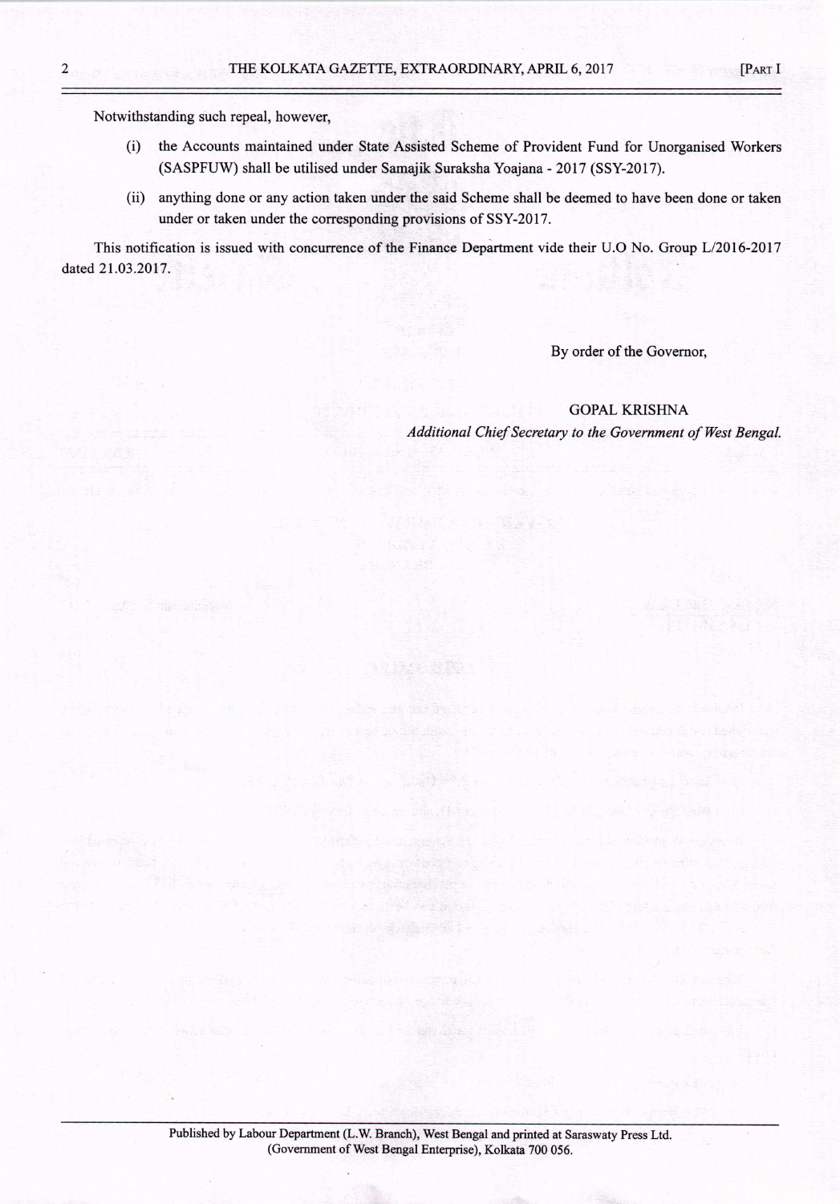Notwithstanding such repeal, however,

(i) the Accounts maintained under State Assisted Scheme of Provident Fund for Unorganised Workers (SASPFUW) shall be utilised under Samajik Suraksha Yoajana - 2017 (SSY-2017).

(ii) anything done or any action taken under the said Scheme shall be deemed to have been done or taken under or taken under the corresponding provisions of SSY-2017.

This notification is issued with concurrence of the Finance Department vide their U.O No. Group L/2016-2017 dated 21.03.2017.

By order of the Governor,

GOPAL KRISHNA
*Additional Chief Secretary to the Government of West Bengal.*

Published by Labour Department (L.W. Branch), West Bengal and printed at Saraswaty Press Ltd. (Government of West Bengal Enterprise), Kolkata 700 056.